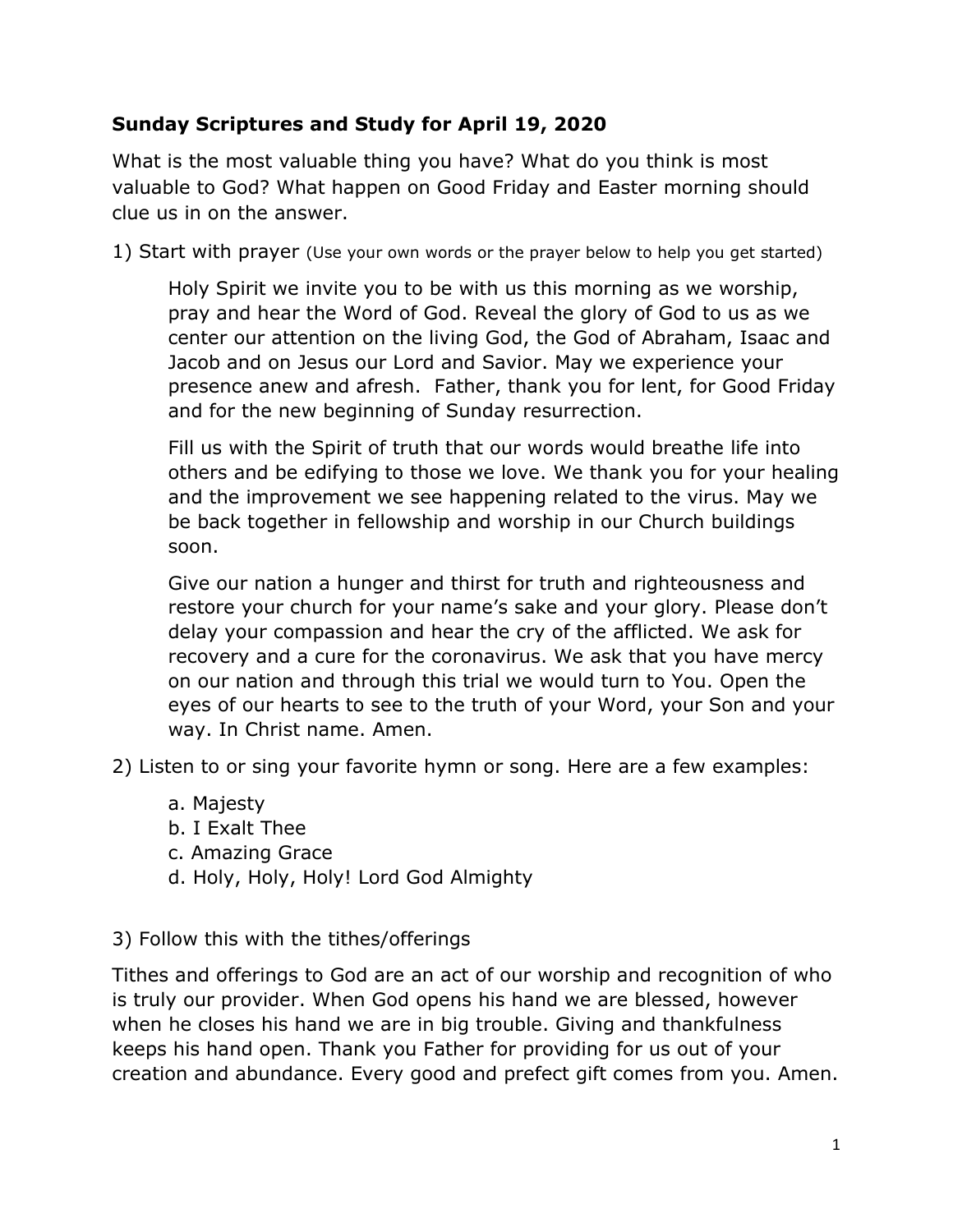**Sunday Scriptures and Study for April 19, 2020**

What is the most valuable thing you have? What do you think is most valuable to God? What happen on Good Friday and Easter morning should clue us in on the answer.

1) Start with prayer (Use your own words or the prayer below to help you get started)

> Holy Spirit we invite you to be with us this morning as we worship, pray and hear the Word of God. Reveal the glory of God to us as we center our attention on the living God, the God of Abraham, Isaac and Jacob and on Jesus our Lord and Savior. May we experience your presence anew and afresh. Father, thank you for lent, for Good Friday and for the new beginning of Sunday resurrection.
>
> Fill us with the Spirit of truth that our words would breathe life into others and be edifying to those we love. We thank you for your healing and the improvement we see happening related to the virus. May we be back together in fellowship and worship in our Church buildings soon.
>
> Give our nation a hunger and thirst for truth and righteousness and restore your church for your name's sake and your glory. Please don't delay your compassion and hear the cry of the afflicted. We ask for recovery and a cure for the coronavirus. We ask that you have mercy on our nation and through this trial we would turn to You. Open the eyes of our hearts to see to the truth of your Word, your Son and your way. In Christ name. Amen.

2) Listen to or sing your favorite hymn or song. Here are a few examples:

a. Majesty
b. I Exalt Thee
c. Amazing Grace
d. Holy, Holy, Holy! Lord God Almighty

3) Follow this with the tithes/offerings

Tithes and offerings to God are an act of our worship and recognition of who is truly our provider. When God opens his hand we are blessed, however when he closes his hand we are in big trouble. Giving and thankfulness keeps his hand open. Thank you Father for providing for us out of your creation and abundance. Every good and prefect gift comes from you. Amen.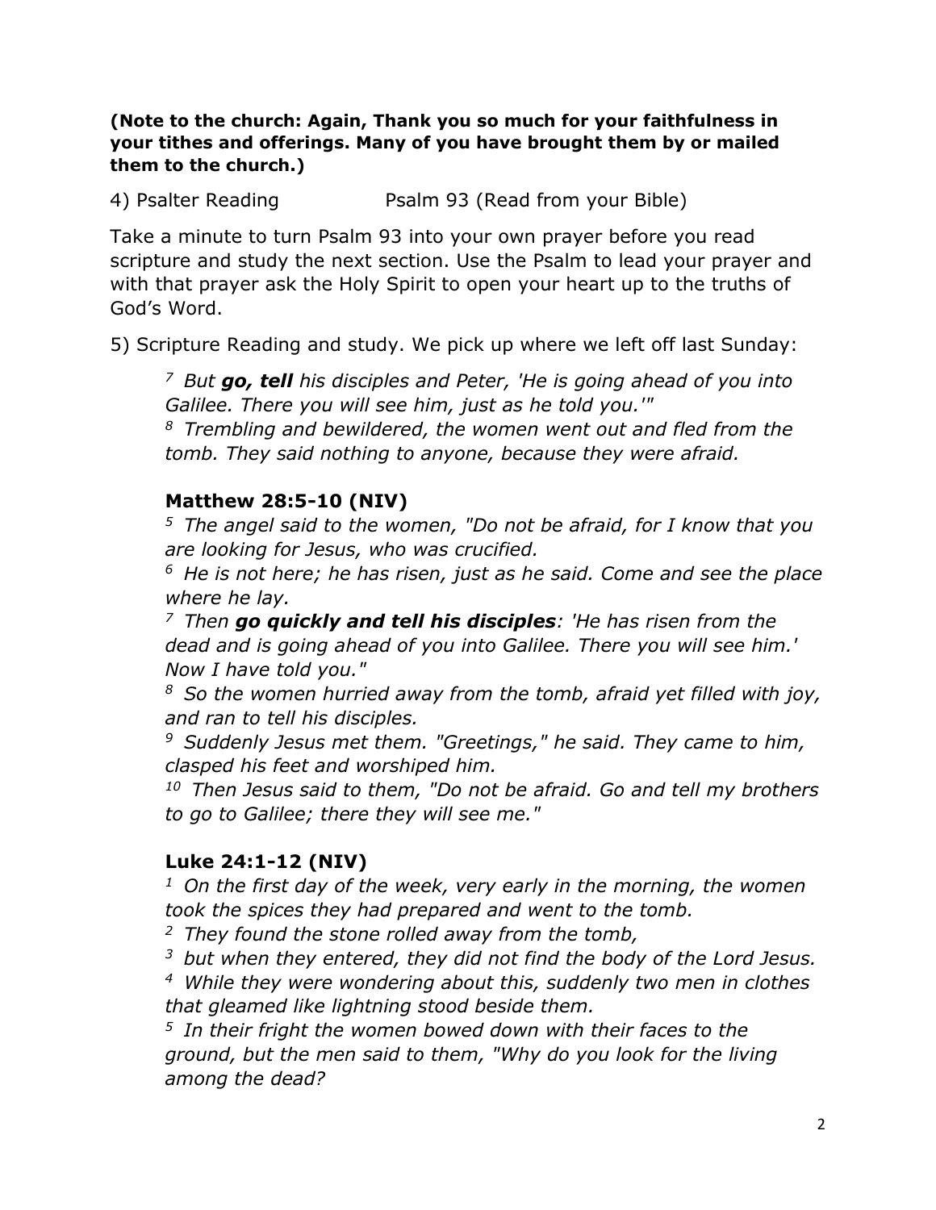**(Note to the church: Again, Thank you so much for your faithfulness in your tithes and offerings. Many of you have brought them by or mailed them to the church.)**

4) Psalter Reading Psalm 93 (Read from your Bible)

Take a minute to turn Psalm 93 into your own prayer before you read scripture and study the next section. Use the Psalm to lead your prayer and with that prayer ask the Holy Spirit to open your heart up to the truths of God's Word.

5) Scripture Reading and study. We pick up where we left off last Sunday:

> *7 But* ***go, tell*** *his disciples and Peter, 'He is going ahead of you into Galilee. There you will see him, just as he told you.'"*
> *8 Trembling and bewildered, the women went out and fled from the tomb. They said nothing to anyone, because they were afraid.*
>
> **Matthew 28:5-10 (NIV)**
>
> *5 The angel said to the women, "Do not be afraid, for I know that you are looking for Jesus, who was crucified.*
> *6 He is not here; he has risen, just as he said. Come and see the place where he lay.*
> *7 Then* ***go quickly and tell his disciples****: 'He has risen from the dead and is going ahead of you into Galilee. There you will see him.' Now I have told you."*
> *8 So the women hurried away from the tomb, afraid yet filled with joy, and ran to tell his disciples.*
> *9 Suddenly Jesus met them. "Greetings," he said. They came to him, clasped his feet and worshiped him.*
> *10 Then Jesus said to them, "Do not be afraid. Go and tell my brothers to go to Galilee; there they will see me."*
>
> **Luke 24:1-12 (NIV)**
>
> *1 On the first day of the week, very early in the morning, the women took the spices they had prepared and went to the tomb.*
> *2 They found the stone rolled away from the tomb,*
> *3 but when they entered, they did not find the body of the Lord Jesus.*
> *4 While they were wondering about this, suddenly two men in clothes that gleamed like lightning stood beside them.*
> *5 In their fright the women bowed down with their faces to the ground, but the men said to them, "Why do you look for the living among the dead?*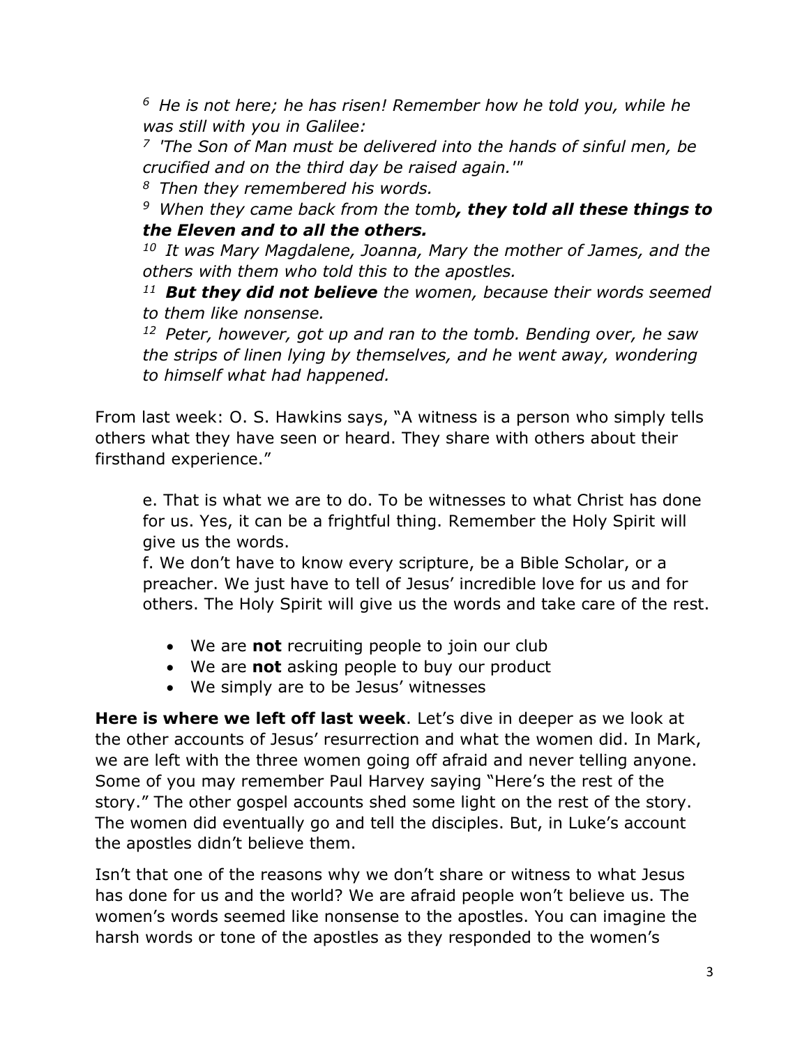*[6] He is not here; he has risen! Remember how he told you, while he was still with you in Galilee:*
*[7] 'The Son of Man must be delivered into the hands of sinful men, be crucified and on the third day be raised again.'"*
*[8] Then they remembered his words.*
*[9] When they came back from the tomb**, they told all these things to the Eleven and to all the others.***
*[10] It was Mary Magdalene, Joanna, Mary the mother of James, and the others with them who told this to the apostles.*
*[11] **But they did not believe** the women, because their words seemed to them like nonsense.*
*[12] Peter, however, got up and ran to the tomb. Bending over, he saw the strips of linen lying by themselves, and he went away, wondering to himself what had happened.*

From last week: O. S. Hawkins says, "A witness is a person who simply tells others what they have seen or heard. They share with others about their firsthand experience."

e. That is what we are to do. To be witnesses to what Christ has done for us. Yes, it can be a frightful thing. Remember the Holy Spirit will give us the words.
f. We don't have to know every scripture, be a Bible Scholar, or a preacher. We just have to tell of Jesus' incredible love for us and for others. The Holy Spirit will give us the words and take care of the rest.

- We are **not** recruiting people to join our club
- We are **not** asking people to buy our product
- We simply are to be Jesus' witnesses

**Here is where we left off last week**. Let's dive in deeper as we look at the other accounts of Jesus' resurrection and what the women did. In Mark, we are left with the three women going off afraid and never telling anyone. Some of you may remember Paul Harvey saying "Here's the rest of the story." The other gospel accounts shed some light on the rest of the story. The women did eventually go and tell the disciples. But, in Luke's account the apostles didn't believe them.

Isn't that one of the reasons why we don't share or witness to what Jesus has done for us and the world? We are afraid people won't believe us. The women's words seemed like nonsense to the apostles. You can imagine the harsh words or tone of the apostles as they responded to the women's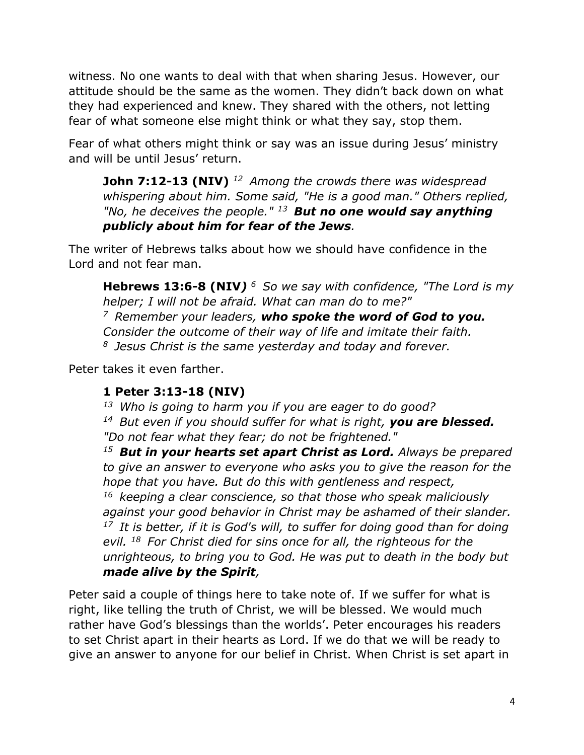witness. No one wants to deal with that when sharing Jesus. However, our attitude should be the same as the women. They didn't back down on what they had experienced and knew. They shared with the others, not letting fear of what someone else might think or what they say, stop them.

Fear of what others might think or say was an issue during Jesus' ministry and will be until Jesus' return.

> **John 7:12-13 (NIV)** [12] *Among the crowds there was widespread whispering about him. Some said, "He is a good man." Others replied, "No, he deceives the people."* [13] ***But no one would say anything publicly about him for fear of the Jews****.*

The writer of Hebrews talks about how we should have confidence in the Lord and not fear man.

> **Hebrews 13:6-8 (NIV)** [6] *So we say with confidence, "The Lord is my helper; I will not be afraid. What can man do to me?"*
> [7] *Remember your leaders,* ***who spoke the word of God to you.*** *Consider the outcome of their way of life and imitate their faith.*
> [8] *Jesus Christ is the same yesterday and today and forever.*

Peter takes it even farther.

> **1 Peter 3:13-18 (NIV)**
> [13] *Who is going to harm you if you are eager to do good?*
> [14] *But even if you should suffer for what is right,* ***you are blessed.*** *"Do not fear what they fear; do not be frightened."*
> [15] ***But in your hearts set apart Christ as Lord.*** *Always be prepared to give an answer to everyone who asks you to give the reason for the hope that you have. But do this with gentleness and respect,*
> [16] *keeping a clear conscience, so that those who speak maliciously against your good behavior in Christ may be ashamed of their slander.*
> [17] *It is better, if it is God's will, to suffer for doing good than for doing evil.* [18] *For Christ died for sins once for all, the righteous for the unrighteous, to bring you to God. He was put to death in the body but* ***made alive by the Spirit****,*

Peter said a couple of things here to take note of. If we suffer for what is right, like telling the truth of Christ, we will be blessed. We would much rather have God's blessings than the worlds'. Peter encourages his readers to set Christ apart in their hearts as Lord. If we do that we will be ready to give an answer to anyone for our belief in Christ. When Christ is set apart in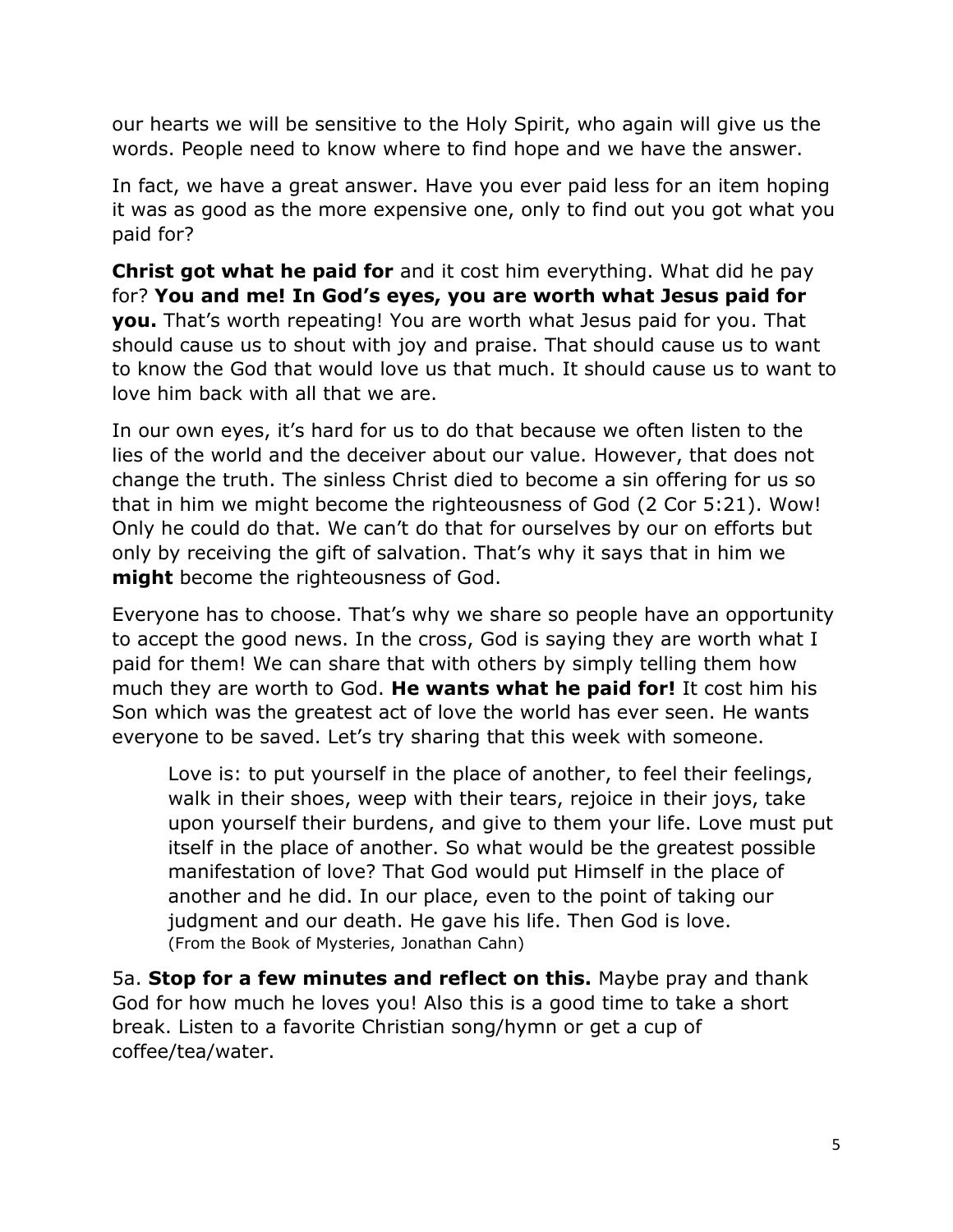our hearts we will be sensitive to the Holy Spirit, who again will give us the words. People need to know where to find hope and we have the answer.

In fact, we have a great answer. Have you ever paid less for an item hoping it was as good as the more expensive one, only to find out you got what you paid for?

**Christ got what he paid for** and it cost him everything. What did he pay for? **You and me! In God's eyes, you are worth what Jesus paid for you.** That's worth repeating! You are worth what Jesus paid for you. That should cause us to shout with joy and praise. That should cause us to want to know the God that would love us that much. It should cause us to want to love him back with all that we are.

In our own eyes, it's hard for us to do that because we often listen to the lies of the world and the deceiver about our value. However, that does not change the truth. The sinless Christ died to become a sin offering for us so that in him we might become the righteousness of God (2 Cor 5:21). Wow! Only he could do that. We can't do that for ourselves by our on efforts but only by receiving the gift of salvation. That's why it says that in him we **might** become the righteousness of God.

Everyone has to choose. That's why we share so people have an opportunity to accept the good news. In the cross, God is saying they are worth what I paid for them! We can share that with others by simply telling them how much they are worth to God. **He wants what he paid for!** It cost him his Son which was the greatest act of love the world has ever seen. He wants everyone to be saved. Let's try sharing that this week with someone.

> Love is: to put yourself in the place of another, to feel their feelings, walk in their shoes, weep with their tears, rejoice in their joys, take upon yourself their burdens, and give to them your life. Love must put itself in the place of another. So what would be the greatest possible manifestation of love? That God would put Himself in the place of another and he did. In our place, even to the point of taking our judgment and our death. He gave his life. Then God is love.
> (From the Book of Mysteries, Jonathan Cahn)

5a. **Stop for a few minutes and reflect on this.** Maybe pray and thank God for how much he loves you! Also this is a good time to take a short break. Listen to a favorite Christian song/hymn or get a cup of coffee/tea/water.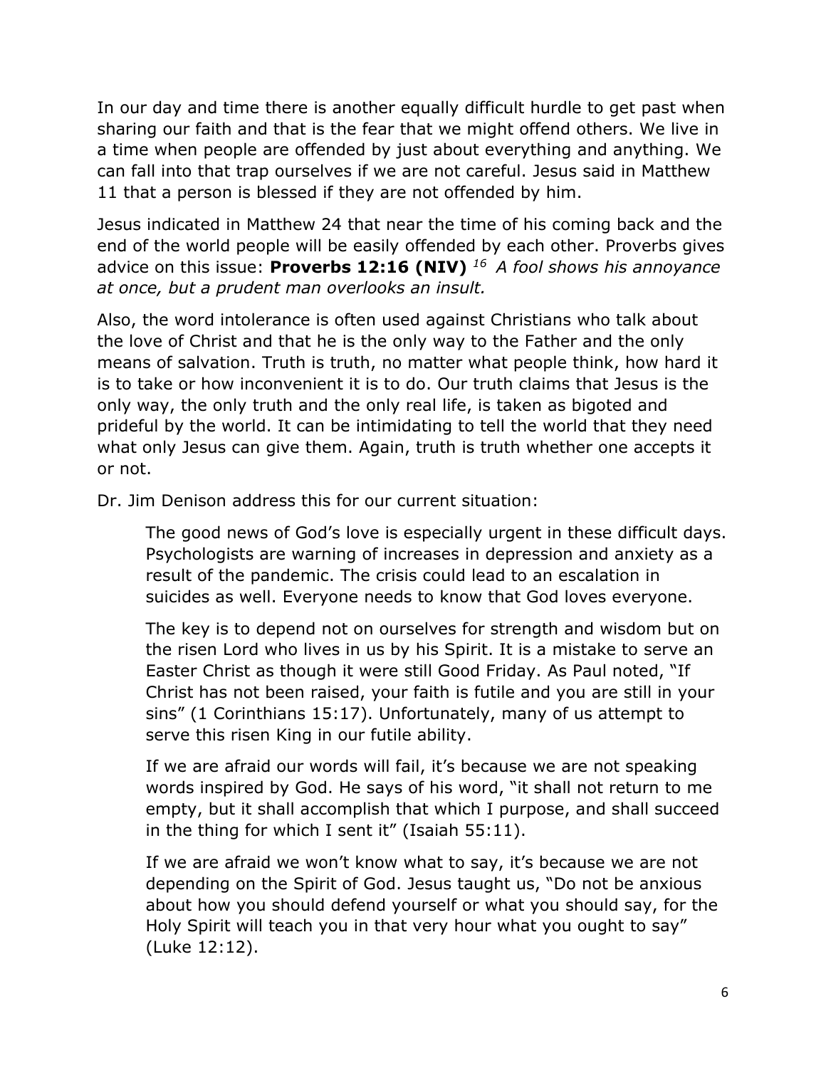In our day and time there is another equally difficult hurdle to get past when sharing our faith and that is the fear that we might offend others. We live in a time when people are offended by just about everything and anything. We can fall into that trap ourselves if we are not careful. Jesus said in Matthew 11 that a person is blessed if they are not offended by him.

Jesus indicated in Matthew 24 that near the time of his coming back and the end of the world people will be easily offended by each other. Proverbs gives advice on this issue: **Proverbs 12:16 (NIV)** [16] *A fool shows his annoyance at once, but a prudent man overlooks an insult.*

Also, the word intolerance is often used against Christians who talk about the love of Christ and that he is the only way to the Father and the only means of salvation. Truth is truth, no matter what people think, how hard it is to take or how inconvenient it is to do. Our truth claims that Jesus is the only way, the only truth and the only real life, is taken as bigoted and prideful by the world. It can be intimidating to tell the world that they need what only Jesus can give them. Again, truth is truth whether one accepts it or not.

Dr. Jim Denison address this for our current situation:

> The good news of God's love is especially urgent in these difficult days. Psychologists are warning of increases in depression and anxiety as a result of the pandemic. The crisis could lead to an escalation in suicides as well. Everyone needs to know that God loves everyone.
>
> The key is to depend not on ourselves for strength and wisdom but on the risen Lord who lives in us by his Spirit. It is a mistake to serve an Easter Christ as though it were still Good Friday. As Paul noted, "If Christ has not been raised, your faith is futile and you are still in your sins" (1 Corinthians 15:17). Unfortunately, many of us attempt to serve this risen King in our futile ability.
>
> If we are afraid our words will fail, it's because we are not speaking words inspired by God. He says of his word, "it shall not return to me empty, but it shall accomplish that which I purpose, and shall succeed in the thing for which I sent it" (Isaiah 55:11).
>
> If we are afraid we won't know what to say, it's because we are not depending on the Spirit of God. Jesus taught us, "Do not be anxious about how you should defend yourself or what you should say, for the Holy Spirit will teach you in that very hour what you ought to say" (Luke 12:12).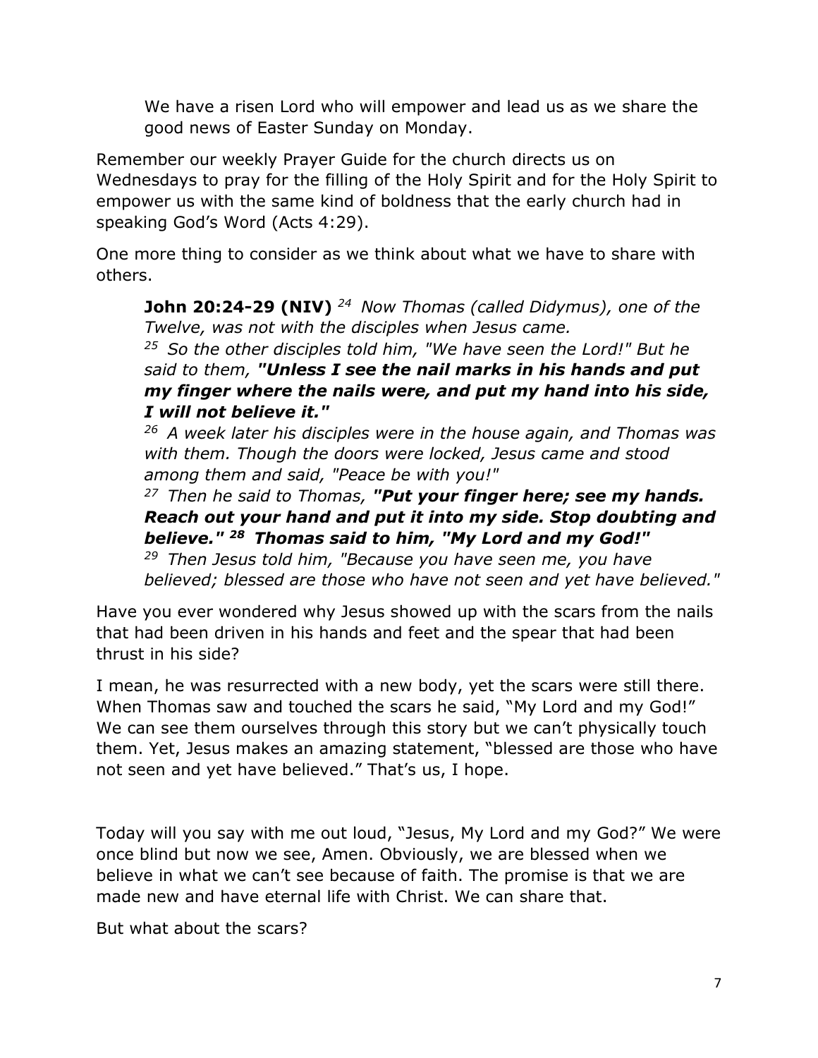> We have a risen Lord who will empower and lead us as we share the good news of Easter Sunday on Monday.

Remember our weekly Prayer Guide for the church directs us on Wednesdays to pray for the filling of the Holy Spirit and for the Holy Spirit to empower us with the same kind of boldness that the early church had in speaking God's Word (Acts 4:29).

One more thing to consider as we think about what we have to share with others.

> **John 20:24-29 (NIV)** [24] *Now Thomas (called Didymus), one of the Twelve, was not with the disciples when Jesus came.*
> [25] *So the other disciples told him, "We have seen the Lord!" But he said to them,* ***"Unless I see the nail marks in his hands and put my finger where the nails were, and put my hand into his side, I will not believe it."***
> [26] *A week later his disciples were in the house again, and Thomas was with them. Though the doors were locked, Jesus came and stood among them and said, "Peace be with you!"*
> [27] *Then he said to Thomas,* ***"Put your finger here; see my hands. Reach out your hand and put it into my side. Stop doubting and believe."*** [28] ***Thomas said to him, "My Lord and my God!"***
> [29] *Then Jesus told him, "Because you have seen me, you have believed; blessed are those who have not seen and yet have believed."*

Have you ever wondered why Jesus showed up with the scars from the nails that had been driven in his hands and feet and the spear that had been thrust in his side?

I mean, he was resurrected with a new body, yet the scars were still there. When Thomas saw and touched the scars he said, "My Lord and my God!" We can see them ourselves through this story but we can't physically touch them. Yet, Jesus makes an amazing statement, "blessed are those who have not seen and yet have believed." That's us, I hope.

Today will you say with me out loud, "Jesus, My Lord and my God?" We were once blind but now we see, Amen. Obviously, we are blessed when we believe in what we can't see because of faith. The promise is that we are made new and have eternal life with Christ. We can share that.

But what about the scars?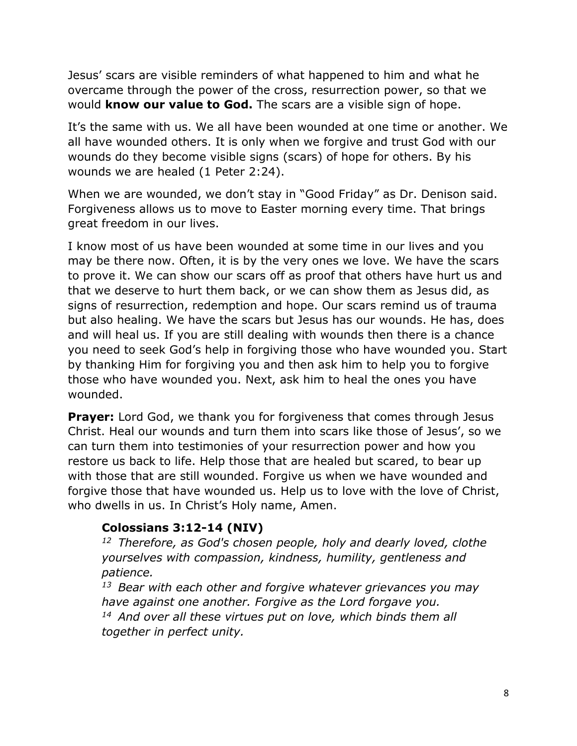Jesus' scars are visible reminders of what happened to him and what he overcame through the power of the cross, resurrection power, so that we would **know our value to God.** The scars are a visible sign of hope.

It's the same with us. We all have been wounded at one time or another. We all have wounded others. It is only when we forgive and trust God with our wounds do they become visible signs (scars) of hope for others. By his wounds we are healed (1 Peter 2:24).

When we are wounded, we don't stay in "Good Friday" as Dr. Denison said. Forgiveness allows us to move to Easter morning every time. That brings great freedom in our lives.

I know most of us have been wounded at some time in our lives and you may be there now. Often, it is by the very ones we love. We have the scars to prove it. We can show our scars off as proof that others have hurt us and that we deserve to hurt them back, or we can show them as Jesus did, as signs of resurrection, redemption and hope. Our scars remind us of trauma but also healing. We have the scars but Jesus has our wounds. He has, does and will heal us. If you are still dealing with wounds then there is a chance you need to seek God's help in forgiving those who have wounded you. Start by thanking Him for forgiving you and then ask him to help you to forgive those who have wounded you. Next, ask him to heal the ones you have wounded.

**Prayer:** Lord God, we thank you for forgiveness that comes through Jesus Christ. Heal our wounds and turn them into scars like those of Jesus', so we can turn them into testimonies of your resurrection power and how you restore us back to life. Help those that are healed but scared, to bear up with those that are still wounded. Forgive us when we have wounded and forgive those that have wounded us. Help us to love with the love of Christ, who dwells in us. In Christ's Holy name, Amen.

**Colossians 3:12-14 (NIV)**

*[12] Therefore, as God's chosen people, holy and dearly loved, clothe yourselves with compassion, kindness, humility, gentleness and patience.*

*[13] Bear with each other and forgive whatever grievances you may have against one another. Forgive as the Lord forgave you.*

*[14] And over all these virtues put on love, which binds them all together in perfect unity.*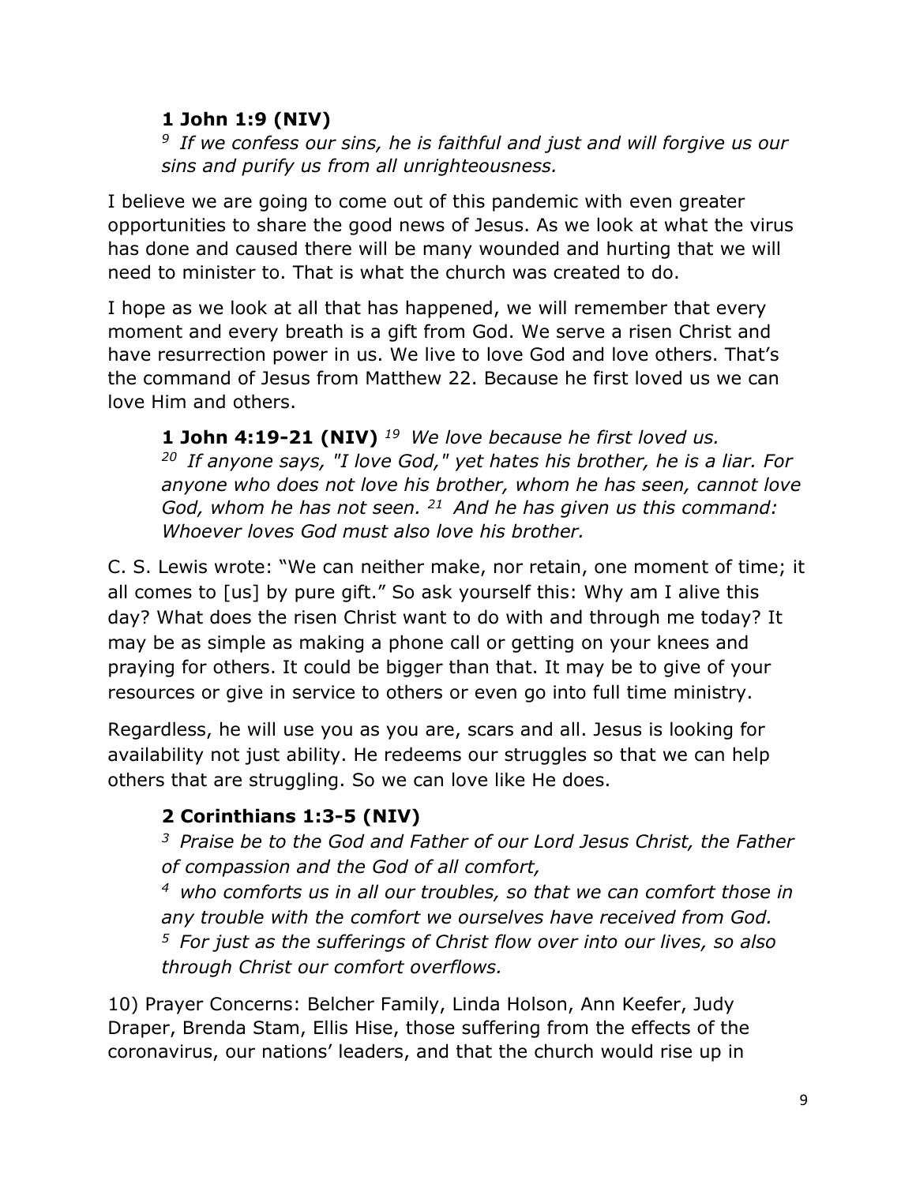**1 John 1:9 (NIV)**
*[9] If we confess our sins, he is faithful and just and will forgive us our sins and purify us from all unrighteousness.*

I believe we are going to come out of this pandemic with even greater opportunities to share the good news of Jesus. As we look at what the virus has done and caused there will be many wounded and hurting that we will need to minister to. That is what the church was created to do.

I hope as we look at all that has happened, we will remember that every moment and every breath is a gift from God. We serve a risen Christ and have resurrection power in us. We live to love God and love others. That's the command of Jesus from Matthew 22. Because he first loved us we can love Him and others.

**1 John 4:19-21 (NIV)** *[19] We love because he first loved us. [20] If anyone says, "I love God," yet hates his brother, he is a liar. For anyone who does not love his brother, whom he has seen, cannot love God, whom he has not seen. [21] And he has given us this command: Whoever loves God must also love his brother.*

C. S. Lewis wrote: "We can neither make, nor retain, one moment of time; it all comes to [us] by pure gift." So ask yourself this: Why am I alive this day? What does the risen Christ want to do with and through me today? It may be as simple as making a phone call or getting on your knees and praying for others. It could be bigger than that. It may be to give of your resources or give in service to others or even go into full time ministry.

Regardless, he will use you as you are, scars and all. Jesus is looking for availability not just ability. He redeems our struggles so that we can help others that are struggling. So we can love like He does.

**2 Corinthians 1:3-5 (NIV)**
*[3] Praise be to the God and Father of our Lord Jesus Christ, the Father of compassion and the God of all comfort,*
*[4] who comforts us in all our troubles, so that we can comfort those in any trouble with the comfort we ourselves have received from God.*
*[5] For just as the sufferings of Christ flow over into our lives, so also through Christ our comfort overflows.*

10) Prayer Concerns: Belcher Family, Linda Holson, Ann Keefer, Judy Draper, Brenda Stam, Ellis Hise, those suffering from the effects of the coronavirus, our nations' leaders, and that the church would rise up in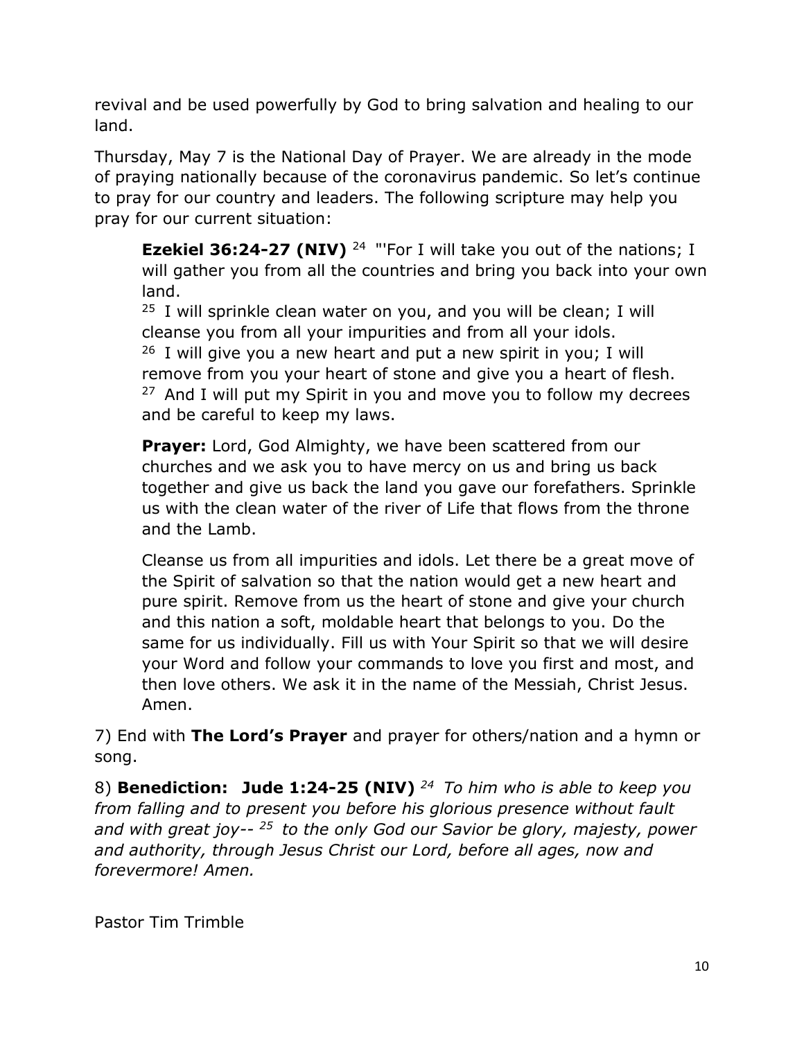revival and be used powerfully by God to bring salvation and healing to our land.

Thursday, May 7 is the National Day of Prayer. We are already in the mode of praying nationally because of the coronavirus pandemic. So let's continue to pray for our country and leaders. The following scripture may help you pray for our current situation:

> **Ezekiel 36:24-27 (NIV)** [24] "'For I will take you out of the nations; I will gather you from all the countries and bring you back into your own land.
> [25] I will sprinkle clean water on you, and you will be clean; I will cleanse you from all your impurities and from all your idols.
> [26] I will give you a new heart and put a new spirit in you; I will remove from you your heart of stone and give you a heart of flesh.
> [27] And I will put my Spirit in you and move you to follow my decrees and be careful to keep my laws.
>
> **Prayer:** Lord, God Almighty, we have been scattered from our churches and we ask you to have mercy on us and bring us back together and give us back the land you gave our forefathers. Sprinkle us with the clean water of the river of Life that flows from the throne and the Lamb.
>
> Cleanse us from all impurities and idols. Let there be a great move of the Spirit of salvation so that the nation would get a new heart and pure spirit. Remove from us the heart of stone and give your church and this nation a soft, moldable heart that belongs to you. Do the same for us individually. Fill us with Your Spirit so that we will desire your Word and follow your commands to love you first and most, and then love others. We ask it in the name of the Messiah, Christ Jesus. Amen.

7) End with **The Lord's Prayer** and prayer for others/nation and a hymn or song.

8) **Benediction: Jude 1:24-25 (NIV)** *[24] To him who is able to keep you from falling and to present you before his glorious presence without fault and with great joy-- [25] to the only God our Savior be glory, majesty, power and authority, through Jesus Christ our Lord, before all ages, now and forevermore! Amen.*

Pastor Tim Trimble